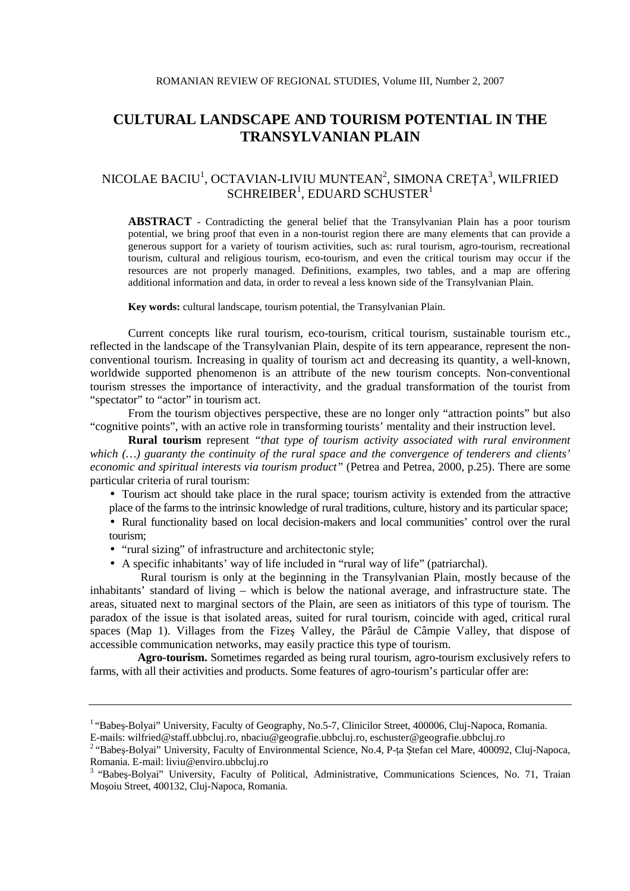# CULTURAL LANDSCAPE AND TOURISM POTENTIAL IN THE TRANSYLVANIAN PLAIN

NICOLAE BACIU[1], OCTAVIAN-LIVIU MUNTEAN[2], SIMONA CREȚA[3], WILFRIED SCHREIBER[1], EDUARD SCHUSTER[1]

**ABSTRACT** - Contradicting the general belief that the Transylvanian Plain has a poor tourism potential, we bring proof that even in a non-tourist region there are many elements that can provide a generous support for a variety of tourism activities, such as: rural tourism, agro-tourism, recreational tourism, cultural and religious tourism, eco-tourism, and even the critical tourism may occur if the resources are not properly managed. Definitions, examples, two tables, and a map are offering additional information and data, in order to reveal a less known side of the Transylvanian Plain.

**Key words:** cultural landscape, tourism potential, the Transylvanian Plain.

Current concepts like rural tourism, eco-tourism, critical tourism, sustainable tourism etc., reflected in the landscape of the Transylvanian Plain, despite of its tern appearance, represent the non-conventional tourism. Increasing in quality of tourism act and decreasing its quantity, a well-known, worldwide supported phenomenon is an attribute of the new tourism concepts. Non-conventional tourism stresses the importance of interactivity, and the gradual transformation of the tourist from "spectator" to "actor" in tourism act.

From the tourism objectives perspective, these are no longer only "attraction points" but also "cognitive points", with an active role in transforming tourists' mentality and their instruction level.

**Rural tourism** represent *"that type of tourism activity associated with rural environment which (…) guaranty the continuity of the rural space and the convergence of tenderers and clients' economic and spiritual interests via tourism product"* (Petrea and Petrea, 2000, p.25). There are some particular criteria of rural tourism:

- Tourism act should take place in the rural space; tourism activity is extended from the attractive place of the farms to the intrinsic knowledge of rural traditions, culture, history and its particular space;
- Rural functionality based on local decision-makers and local communities' control over the rural tourism;
- "rural sizing" of infrastructure and architectonic style;
- A specific inhabitants' way of life included in "rural way of life" (patriarchal).

Rural tourism is only at the beginning in the Transylvanian Plain, mostly because of the inhabitants' standard of living – which is below the national average, and infrastructure state. The areas, situated next to marginal sectors of the Plain, are seen as initiators of this type of tourism. The paradox of the issue is that isolated areas, suited for rural tourism, coincide with aged, critical rural spaces (Map 1). Villages from the Fizeş Valley, the Pârâul de Câmpie Valley, that dispose of accessible communication networks, may easily practice this type of tourism.

**Agro-tourism.** Sometimes regarded as being rural tourism, agro-tourism exclusively refers to farms, with all their activities and products. Some features of agro-tourism's particular offer are:

---

[1] "Babeş-Bolyai" University, Faculty of Geography, No.5-7, Clinicilor Street, 400006, Cluj-Napoca, Romania. E-mails: wilfried@staff.ubbcluj.ro, nbaciu@geografie.ubbcluj.ro, eschuster@geografie.ubbcluj.ro

[2] "Babeş-Bolyai" University, Faculty of Environmental Science, No.4, P-ța Ștefan cel Mare, 400092, Cluj-Napoca, Romania. E-mail: liviu@enviro.ubbcluj.ro

[3] "Babeş-Bolyai" University, Faculty of Political, Administrative, Communications Sciences, No. 71, Traian Moşoiu Street, 400132, Cluj-Napoca, Romania.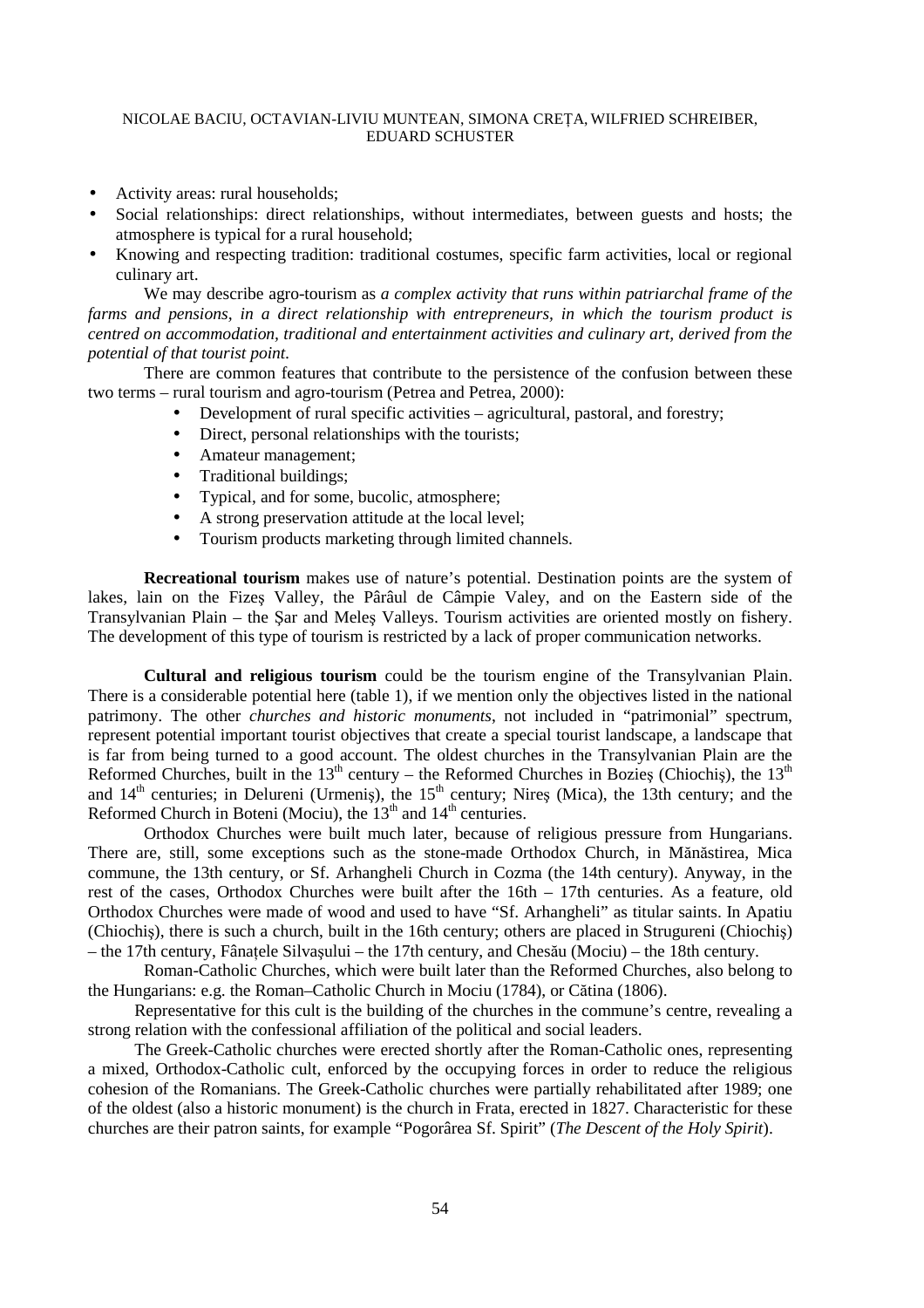- Activity areas: rural households;
- Social relationships: direct relationships, without intermediates, between guests and hosts; the atmosphere is typical for a rural household;
- Knowing and respecting tradition: traditional costumes, specific farm activities, local or regional culinary art.

We may describe agro-tourism as *a complex activity that runs within patriarchal frame of the farms and pensions, in a direct relationship with entrepreneurs, in which the tourism product is centred on accommodation, traditional and entertainment activities and culinary art, derived from the potential of that tourist point.*

There are common features that contribute to the persistence of the confusion between these two terms – rural tourism and agro-tourism (Petrea and Petrea, 2000):

- Development of rural specific activities – agricultural, pastoral, and forestry;
- Direct, personal relationships with the tourists;
- Amateur management;
- Traditional buildings;
- Typical, and for some, bucolic, atmosphere;
- A strong preservation attitude at the local level;
- Tourism products marketing through limited channels.

**Recreational tourism** makes use of nature's potential. Destination points are the system of lakes, lain on the Fizeş Valley, the Pârâul de Câmpie Valey, and on the Eastern side of the Transylvanian Plain – the Şar and Meleş Valleys. Tourism activities are oriented mostly on fishery. The development of this type of tourism is restricted by a lack of proper communication networks.

**Cultural and religious tourism** could be the tourism engine of the Transylvanian Plain. There is a considerable potential here (table 1), if we mention only the objectives listed in the national patrimony. The other *churches and historic monuments*, not included in "patrimonial" spectrum, represent potential important tourist objectives that create a special tourist landscape, a landscape that is far from being turned to a good account. The oldest churches in the Transylvanian Plain are the Reformed Churches, built in the 13th century – the Reformed Churches in Bozieş (Chiochiş), the 13th and 14th centuries; in Delureni (Urmeniş), the 15th century; Nireş (Mica), the 13th century; and the Reformed Church in Boteni (Mociu), the 13th and 14th centuries.

Orthodox Churches were built much later, because of religious pressure from Hungarians. There are, still, some exceptions such as the stone-made Orthodox Church, in Mănăstirea, Mica commune, the 13th century, or Sf. Arhangheli Church in Cozma (the 14th century). Anyway, in the rest of the cases, Orthodox Churches were built after the 16th – 17th centuries. As a feature, old Orthodox Churches were made of wood and used to have "Sf. Arhangheli" as titular saints. In Apatiu (Chiochiş), there is such a church, built in the 16th century; others are placed in Strugureni (Chiochiş) – the 17th century, Fânațele Silvaşului – the 17th century, and Chesău (Mociu) – the 18th century.

Roman-Catholic Churches, which were built later than the Reformed Churches, also belong to the Hungarians: e.g. the Roman–Catholic Church in Mociu (1784), or Cătina (1806).

Representative for this cult is the building of the churches in the commune's centre, revealing a strong relation with the confessional affiliation of the political and social leaders.

The Greek-Catholic churches were erected shortly after the Roman-Catholic ones, representing a mixed, Orthodox-Catholic cult, enforced by the occupying forces in order to reduce the religious cohesion of the Romanians. The Greek-Catholic churches were partially rehabilitated after 1989; one of the oldest (also a historic monument) is the church in Frata, erected in 1827. Characteristic for these churches are their patron saints, for example "Pogorârea Sf. Spirit" (*The Descent of the Holy Spirit*).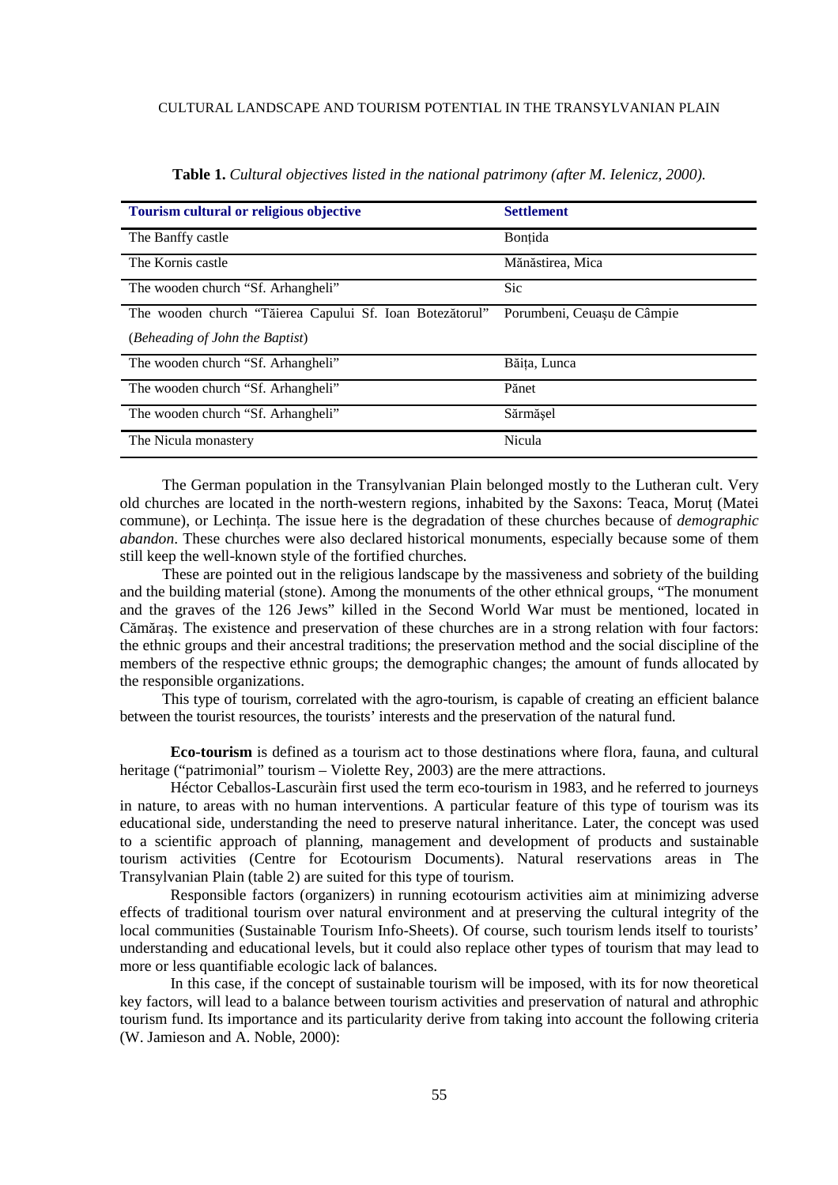**Table 1.** *Cultural objectives listed in the national patrimony (after M. Ielenicz, 2000).*

| Tourism cultural or religious objective | Settlement |
| --- | --- |
| The Banffy castle | Bonțida |
| The Kornis castle | Mănăstirea, Mica |
| The wooden church "Sf. Arhangheli" | Sic |
| The wooden church "Tăierea Capului Sf. Ioan Botezătorul" (*Beheading of John the Baptist*) | Porumbeni, Ceuașu de Câmpie |
| The wooden church "Sf. Arhangheli" | Băița, Lunca |
| The wooden church "Sf. Arhangheli" | Pănet |
| The wooden church "Sf. Arhangheli" | Sărmășel |
| The Nicula monastery | Nicula |

The German population in the Transylvanian Plain belonged mostly to the Lutheran cult. Very old churches are located in the north-western regions, inhabited by the Saxons: Teaca, Moruț (Matei commune), or Lechința. The issue here is the degradation of these churches because of *demographic abandon*. These churches were also declared historical monuments, especially because some of them still keep the well-known style of the fortified churches.

These are pointed out in the religious landscape by the massiveness and sobriety of the building and the building material (stone). Among the monuments of the other ethnical groups, "The monument and the graves of the 126 Jews" killed in the Second World War must be mentioned, located in Cămăraș. The existence and preservation of these churches are in a strong relation with four factors: the ethnic groups and their ancestral traditions; the preservation method and the social discipline of the members of the respective ethnic groups; the demographic changes; the amount of funds allocated by the responsible organizations.

This type of tourism, correlated with the agro-tourism, is capable of creating an efficient balance between the tourist resources, the tourists' interests and the preservation of the natural fund.

**Eco-tourism** is defined as a tourism act to those destinations where flora, fauna, and cultural heritage ("patrimonial" tourism – Violette Rey, 2003) are the mere attractions.

Héctor Ceballos-Lascuràin first used the term eco-tourism in 1983, and he referred to journeys in nature, to areas with no human interventions. A particular feature of this type of tourism was its educational side, understanding the need to preserve natural inheritance. Later, the concept was used to a scientific approach of planning, management and development of products and sustainable tourism activities (Centre for Ecotourism Documents). Natural reservations areas in The Transylvanian Plain (table 2) are suited for this type of tourism.

Responsible factors (organizers) in running ecotourism activities aim at minimizing adverse effects of traditional tourism over natural environment and at preserving the cultural integrity of the local communities (Sustainable Tourism Info-Sheets). Of course, such tourism lends itself to tourists' understanding and educational levels, but it could also replace other types of tourism that may lead to more or less quantifiable ecologic lack of balances.

In this case, if the concept of sustainable tourism will be imposed, with its for now theoretical key factors, will lead to a balance between tourism activities and preservation of natural and athrophic tourism fund. Its importance and its particularity derive from taking into account the following criteria (W. Jamieson and A. Noble, 2000):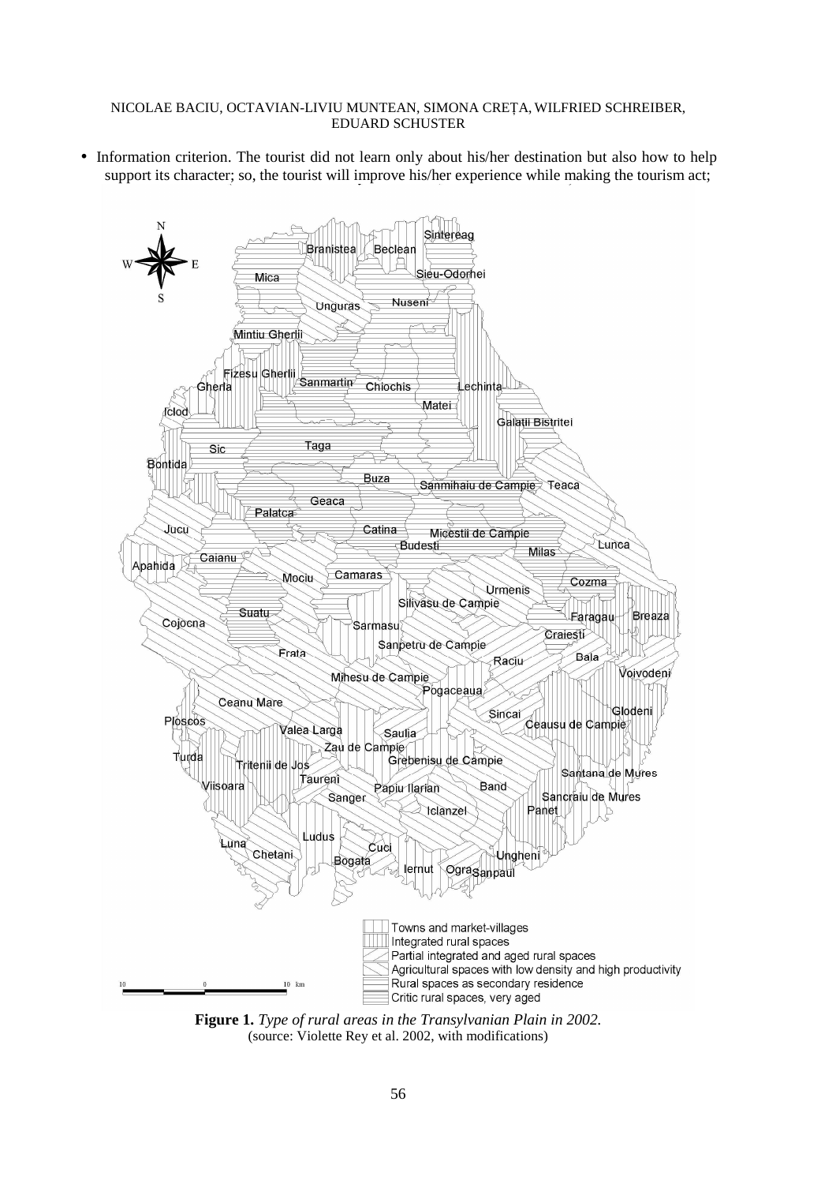- Information criterion. The tourist did not learn only about his/her destination but also how to help support its character; so, the tourist will improve his/her experience while making the tourism act;

**Figure 1.** *Type of rural areas in the Transylvanian Plain in 2002.*
(source: Violette Rey et al. 2002, with modifications)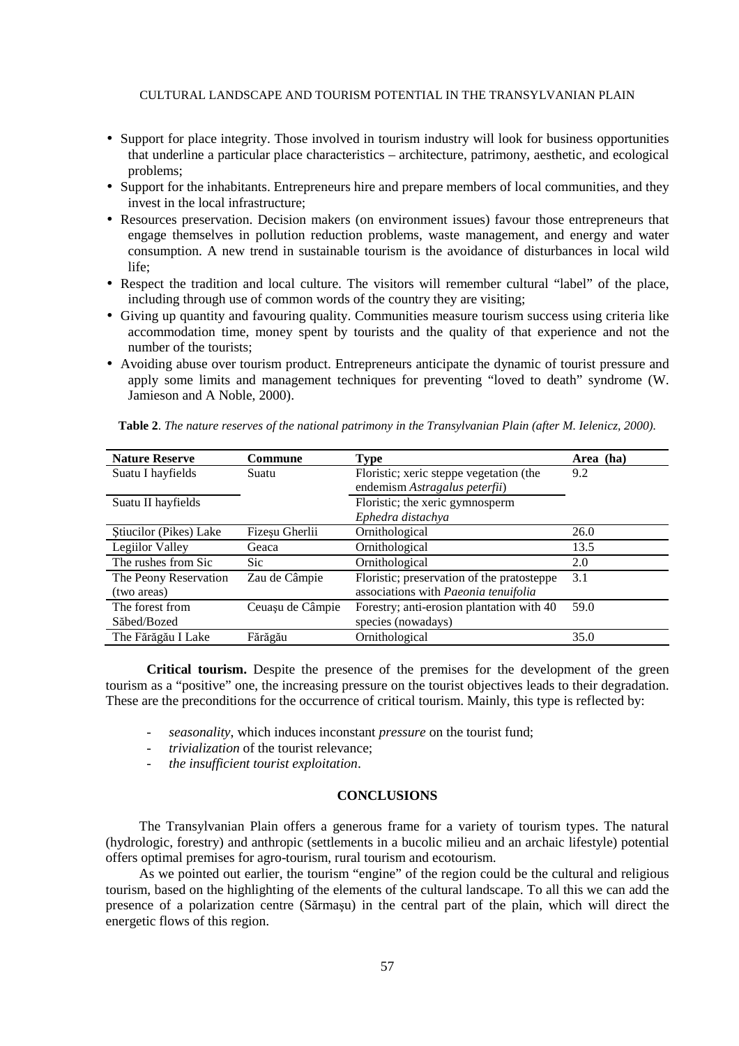- Support for place integrity. Those involved in tourism industry will look for business opportunities that underline a particular place characteristics – architecture, patrimony, aesthetic, and ecological problems;
- Support for the inhabitants. Entrepreneurs hire and prepare members of local communities, and they invest in the local infrastructure;
- Resources preservation. Decision makers (on environment issues) favour those entrepreneurs that engage themselves in pollution reduction problems, waste management, and energy and water consumption. A new trend in sustainable tourism is the avoidance of disturbances in local wild life;
- Respect the tradition and local culture. The visitors will remember cultural "label" of the place, including through use of common words of the country they are visiting;
- Giving up quantity and favouring quality. Communities measure tourism success using criteria like accommodation time, money spent by tourists and the quality of that experience and not the number of the tourists;
- Avoiding abuse over tourism product. Entrepreneurs anticipate the dynamic of tourist pressure and apply some limits and management techniques for preventing "loved to death" syndrome (W. Jamieson and A Noble, 2000).

**Table 2**. *The nature reserves of the national patrimony in the Transylvanian Plain (after M. Ielenicz, 2000).*

| Nature Reserve | Commune | Type | Area (ha) |
|---|---|---|---|
| Suatu I hayfields | Suatu | Floristic; xeric steppe vegetation (the endemism *Astragalus peterfii*) | 9.2 |
| Suatu II hayfields | | Floristic; the xeric gymnosperm *Ephedra distachya* | |
| Ştiucilor (Pikes) Lake | Fizeşu Gherlii | Ornithological | 26.0 |
| Legiilor Valley | Geaca | Ornithological | 13.5 |
| The rushes from Sic | Sic | Ornithological | 2.0 |
| The Peony Reservation (two areas) | Zau de Câmpie | Floristic; preservation of the pratosteppe associations with *Paeonia tenuifolia* | 3.1 |
| The forest from Săbed/Bozed | Ceuaşu de Câmpie | Forestry; anti-erosion plantation with 40 species (nowadays) | 59.0 |
| The Fărăgău I Lake | Fărăgău | Ornithological | 35.0 |

**Critical tourism.** Despite the presence of the premises for the development of the green tourism as a "positive" one, the increasing pressure on the tourist objectives leads to their degradation. These are the preconditions for the occurrence of critical tourism. Mainly, this type is reflected by:

- *seasonality*, which induces inconstant *pressure* on the tourist fund;
- *trivialization* of the tourist relevance;
- *the insufficient tourist exploitation*.

## CONCLUSIONS

The Transylvanian Plain offers a generous frame for a variety of tourism types. The natural (hydrologic, forestry) and anthropic (settlements in a bucolic milieu and an archaic lifestyle) potential offers optimal premises for agro-tourism, rural tourism and ecotourism.

As we pointed out earlier, the tourism "engine" of the region could be the cultural and religious tourism, based on the highlighting of the elements of the cultural landscape. To all this we can add the presence of a polarization centre (Sărmaşu) in the central part of the plain, which will direct the energetic flows of this region.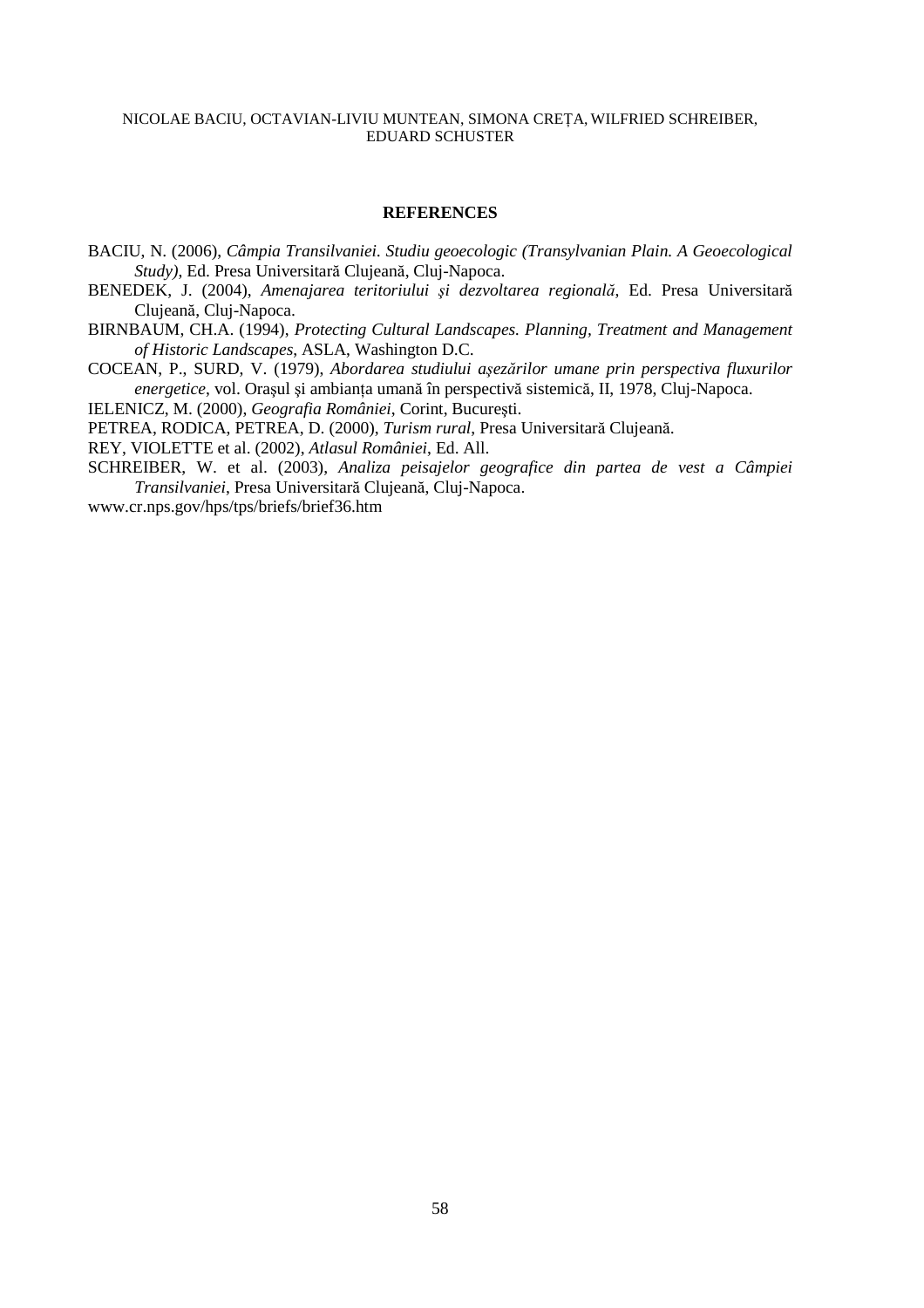## REFERENCES

BACIU, N. (2006), *Câmpia Transilvaniei. Studiu geoecologic (Transylvanian Plain. A Geoecological Study)*, Ed. Presa Universitară Clujeană, Cluj-Napoca.

BENEDEK, J. (2004), *Amenajarea teritoriului şi dezvoltarea regională*, Ed. Presa Universitară Clujeană, Cluj-Napoca.

BIRNBAUM, CH.A. (1994), *Protecting Cultural Landscapes. Planning, Treatment and Management of Historic Landscapes*, ASLA, Washington D.C.

COCEAN, P., SURD, V. (1979), *Abordarea studiului aşezărilor umane prin perspectiva fluxurilor energetice*, vol. Oraşul şi ambianţa umană în perspectivă sistemică, II, 1978, Cluj-Napoca.

IELENICZ, M. (2000), *Geografia României*, Corint, Bucureşti.

PETREA, RODICA, PETREA, D. (2000), *Turism rural*, Presa Universitară Clujeană.

REY, VIOLETTE et al. (2002), *Atlasul României*, Ed. All.

SCHREIBER, W. et al. (2003), *Analiza peisajelor geografice din partea de vest a Câmpiei Transilvaniei*, Presa Universitară Clujeană, Cluj-Napoca.

www.cr.nps.gov/hps/tps/briefs/brief36.htm